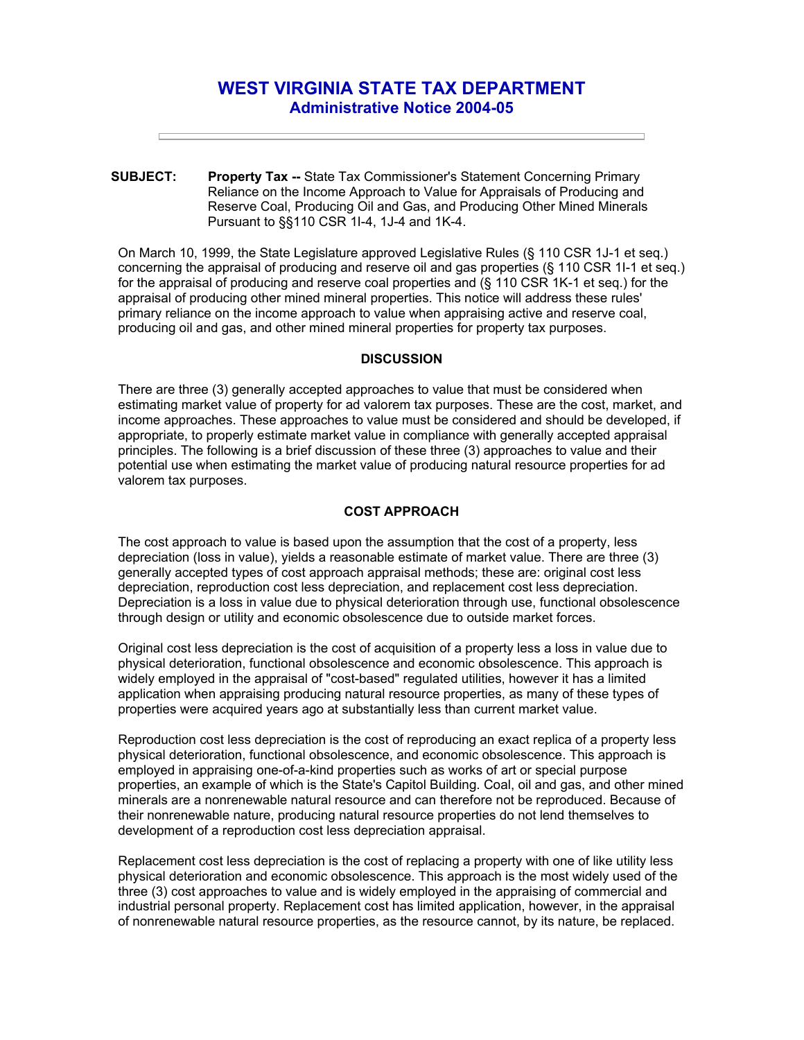# WEST VIRGINIA STATE TAX DEPARTMENT
## Administrative Notice 2004-05

---

**SUBJECT:** **Property Tax --** State Tax Commissioner's Statement Concerning Primary Reliance on the Income Approach to Value for Appraisals of Producing and Reserve Coal, Producing Oil and Gas, and Producing Other Mined Minerals Pursuant to §§110 CSR 1I-4, 1J-4 and 1K-4.

On March 10, 1999, the State Legislature approved Legislative Rules (§ 110 CSR 1J-1 et seq.) concerning the appraisal of producing and reserve oil and gas properties (§ 110 CSR 1I-1 et seq.) for the appraisal of producing and reserve coal properties and (§ 110 CSR 1K-1 et seq.) for the appraisal of producing other mined mineral properties. This notice will address these rules' primary reliance on the income approach to value when appraising active and reserve coal, producing oil and gas, and other mineral properties for property tax purposes.

### DISCUSSION

There are three (3) generally accepted approaches to value that must be considered when estimating market value of property for ad valorem tax purposes. These are the cost, market, and income approaches. These approaches to value must be considered and should be developed, if appropriate, to properly estimate market value in compliance with generally accepted appraisal principles. The following is a brief discussion of these three (3) approaches to value and their potential use when estimating the market value of producing natural resource properties for ad valorem tax purposes.

### COST APPROACH

The cost approach to value is based upon the assumption that the cost of a property, less depreciation (loss in value), yields a reasonable estimate of market value. There are three (3) generally accepted types of cost approach appraisal methods; these are: original cost less depreciation, reproduction cost less depreciation, and replacement cost less depreciation. Depreciation is a loss in value due to physical deterioration through use, functional obsolescence through design or utility and economic obsolescence due to outside market forces.

Original cost less depreciation is the cost of acquisition of a property less a loss in value due to physical deterioration, functional obsolescence and economic obsolescence. This approach is widely employed in the appraisal of "cost-based" regulated utilities, however it has a limited application when appraising producing natural resource properties, as many of these types of properties were acquired years ago at substantially less than current market value.

Reproduction cost less depreciation is the cost of reproducing an exact replica of a property less physical deterioration, functional obsolescence, and economic obsolescence. This approach is employed in appraising one-of-a-kind properties such as works of art or special purpose properties, an example of which is the State's Capitol Building. Coal, oil and gas, and other mined minerals are a nonrenewable natural resource and can therefore not be reproduced. Because of their nonrenewable nature, producing natural resource properties do not lend themselves to development of a reproduction cost less depreciation appraisal.

Replacement cost less depreciation is the cost of replacing a property with one of like utility less physical deterioration and economic obsolescence. This approach is the most widely used of the three (3) cost approaches to value and is widely employed in the appraising of commercial and industrial personal property. Replacement cost has limited application, however, in the appraisal of nonrenewable natural resource properties, as the resource cannot, by its nature, be replaced.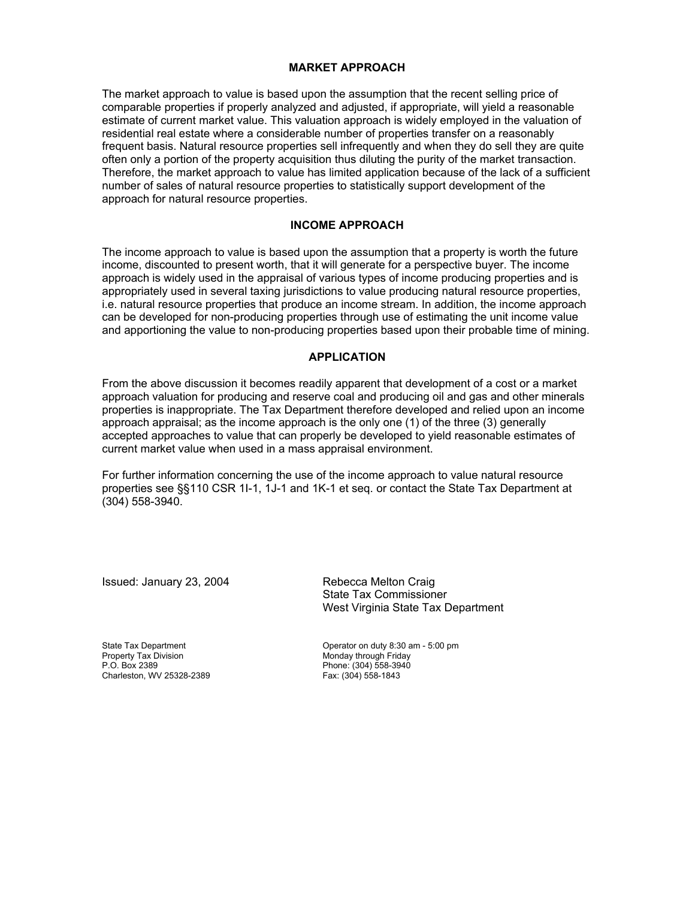## MARKET APPROACH

The market approach to value is based upon the assumption that the recent selling price of comparable properties if properly analyzed and adjusted, if appropriate, will yield a reasonable estimate of current market value. This valuation approach is widely employed in the valuation of residential real estate where a considerable number of properties transfer on a reasonably frequent basis. Natural resource properties sell infrequently and when they do sell they are quite often only a portion of the property acquisition thus diluting the purity of the market transaction. Therefore, the market approach to value has limited application because of the lack of a sufficient number of sales of natural resource properties to statistically support development of the approach for natural resource properties.

## INCOME APPROACH

The income approach to value is based upon the assumption that a property is worth the future income, discounted to present worth, that it will generate for a perspective buyer. The income approach is widely used in the appraisal of various types of income producing properties and is appropriately used in several taxing jurisdictions to value producing natural resource properties, i.e. natural resource properties that produce an income stream. In addition, the income approach can be developed for non-producing properties through use of estimating the unit income value and apportioning the value to non-producing properties based upon their probable time of mining.

## APPLICATION

From the above discussion it becomes readily apparent that development of a cost or a market approach valuation for producing and reserve coal and producing oil and gas and other minerals properties is inappropriate. The Tax Department therefore developed and relied upon an income approach appraisal; as the income approach is the only one (1) of the three (3) generally accepted approaches to value that can properly be developed to yield reasonable estimates of current market value when used in a mass appraisal environment.

For further information concerning the use of the income approach to value natural resource properties see §§110 CSR 1I-1, 1J-1 and 1K-1 et seq. or contact the State Tax Department at (304) 558-3940.

Issued: January 23, 2004

Rebecca Melton Craig
State Tax Commissioner
West Virginia State Tax Department

State Tax Department
Property Tax Division
P.O. Box 2389
Charleston, WV 25328-2389

Operator on duty 8:30 am - 5:00 pm
Monday through Friday
Phone: (304) 558-3940
Fax: (304) 558-1843